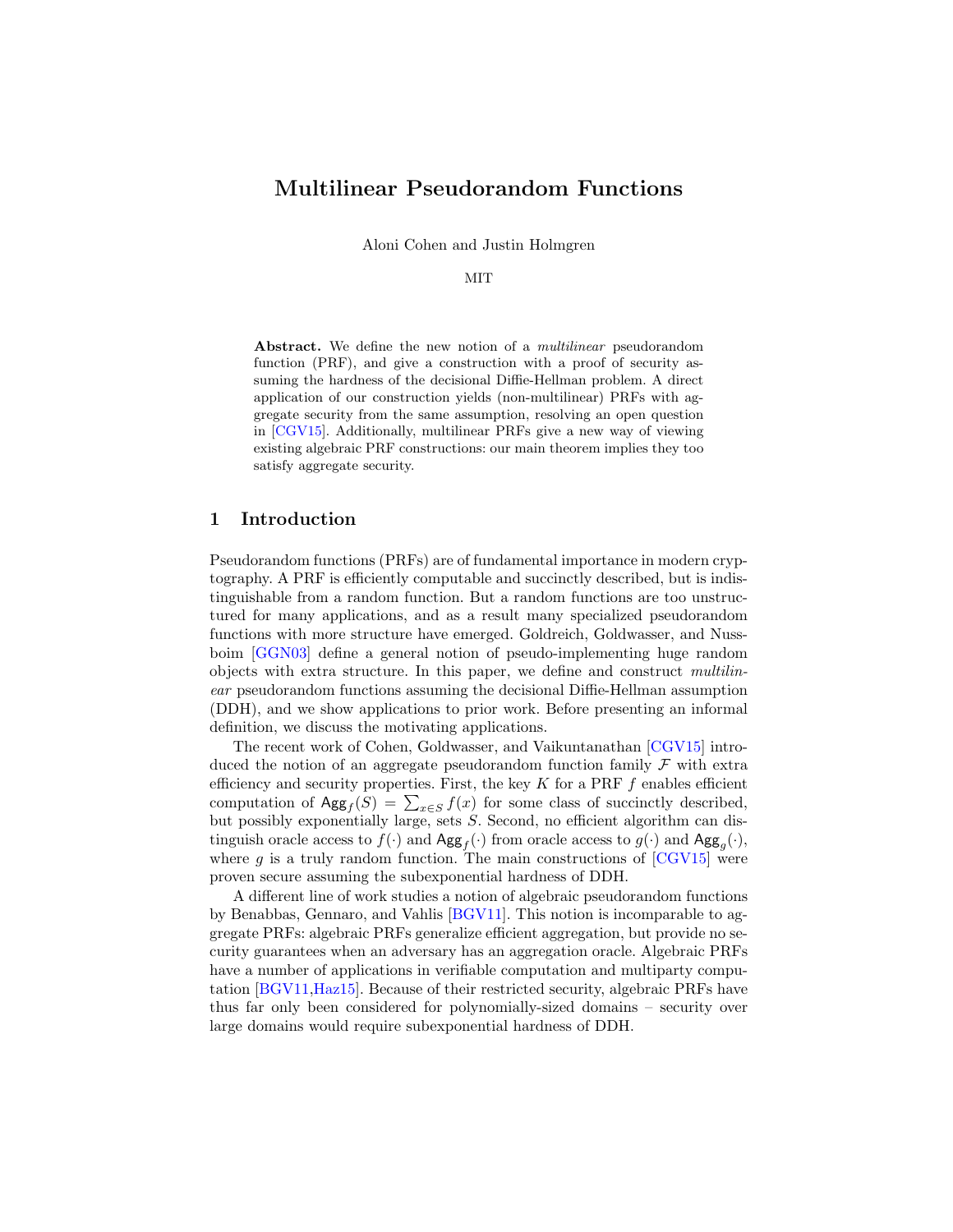# Multilinear Pseudorandom Functions

Aloni Cohen and Justin Holmgren

MIT

**Abstract.** We define the new notion of a *multilinear* pseudorandom function (PRF), and give a construction with a proof of security assuming the hardness of the decisional Diffie-Hellman problem. A direct application of our construction yields (non-multilinear) PRFs with aggregate security from the same assumption, resolving an open question in [CGV15]. Additionally, multilinear PRFs give a new way of viewing existing algebraic PRF constructions: our main theorem implies they too satisfy aggregate security.

## 1 Introduction

Pseudorandom functions (PRFs) are of fundamental importance in modern cryptography. A PRF is efficiently computable and succinctly described, but is indistinguishable from a random function. But a random functions are too unstructured for many applications, and as a result many specialized pseudorandom functions with more structure have emerged. Goldreich, Goldwasser, and Nussboim [GGN03] define a general notion of pseudo-implementing huge random objects with extra structure. In this paper, we define and construct *multilinear* pseudorandom functions assuming the decisional Diffie-Hellman assumption (DDH), and we show applications to prior work. Before presenting an informal definition, we discuss the motivating applications.

The recent work of Cohen, Goldwasser, and Vaikuntanathan [CGV15] introduced the notion of an aggregate pseudorandom function family $\mathcal{F}$ with extra efficiency and security properties. First, the key $K$ for a PRF $f$ enables efficient computation of $\mathsf{Agg}_f(S) = \sum_{x \in S} f(x)$ for some class of succinctly described, but possibly exponentially large, sets $S$. Second, no efficient algorithm can distinguish oracle access to $f(\cdot)$ and $\mathsf{Agg}_f(\cdot)$ from oracle access to $g(\cdot)$ and $\mathsf{Agg}_g(\cdot)$, where $g$ is a truly random function. The main constructions of [CGV15] were proven secure assuming the subexponential hardness of DDH.

A different line of work studies a notion of algebraic pseudorandom functions by Benabbas, Gennaro, and Vahlis [BGV11]. This notion is incomparable to aggregate PRFs: algebraic PRFs generalize efficient aggregation, but provide no security guarantees when an adversary has an aggregation oracle. Algebraic PRFs have a number of applications in verifiable computation and multiparty computation [BGV11,Haz15]. Because of their restricted security, algebraic PRFs have thus far only been considered for polynomially-sized domains – security over large domains would require subexponential hardness of DDH.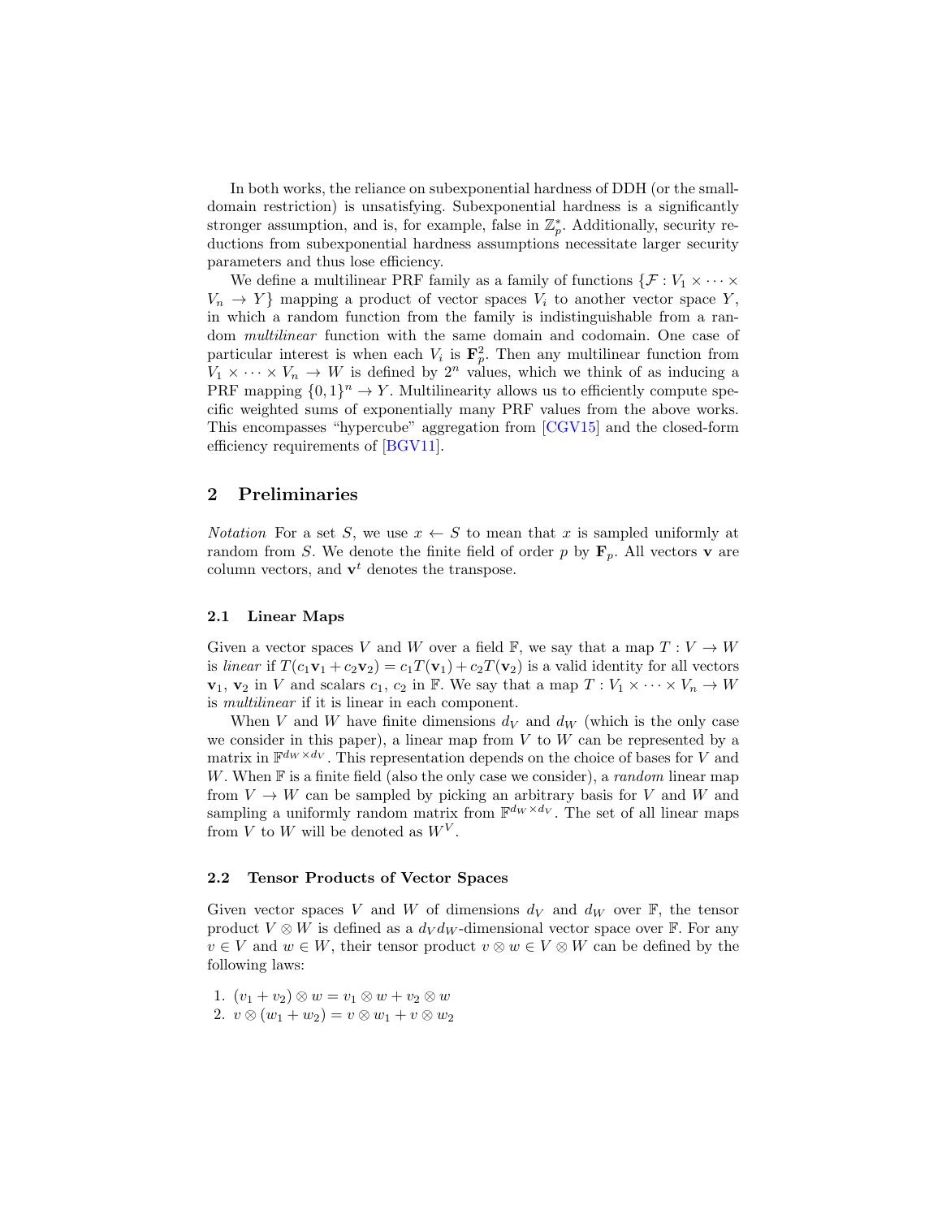In both works, the reliance on subexponential hardness of DDH (or the small-domain restriction) is unsatisfying. Subexponential hardness is a significantly stronger assumption, and is, for example, false in $\mathbb{Z}_p^*$. Additionally, security reductions from subexponential hardness assumptions necessitate larger security parameters and thus lose efficiency.

We define a multilinear PRF family as a family of functions $\{\mathcal{F} : V_1 \times \cdots \times V_n \to Y\}$ mapping a product of vector spaces $V_i$ to another vector space $Y$, in which a random function from the family is indistinguishable from a random *multilinear* function with the same domain and codomain. One case of particular interest is when each $V_i$ is $\mathbf{F}_p^2$. Then any multilinear function from $V_1 \times \cdots \times V_n \to W$ is defined by $2^n$ values, which we think of as inducing a PRF mapping $\{0,1\}^n \to Y$. Multilinearity allows us to efficiently compute specific weighted sums of exponentially many PRF values from the above works. This encompasses "hypercube" aggregation from [CGV15] and the closed-form efficiency requirements of [BGV11].

## 2 Preliminaries

*Notation* For a set $S$, we use $x \leftarrow S$ to mean that $x$ is sampled uniformly at random from $S$. We denote the finite field of order $p$ by $\mathbf{F}_p$. All vectors $\mathbf{v}$ are column vectors, and $\mathbf{v}^t$ denotes the transpose.

### 2.1 Linear Maps

Given a vector spaces $V$ and $W$ over a field $\mathbb{F}$, we say that a map $T : V \to W$ is *linear* if $T(c_1\mathbf{v}_1 + c_2\mathbf{v}_2) = c_1T(\mathbf{v}_1) + c_2T(\mathbf{v}_2)$ is a valid identity for all vectors $\mathbf{v}_1$, $\mathbf{v}_2$ in $V$ and scalars $c_1$, $c_2$ in $\mathbb{F}$. We say that a map $T : V_1 \times \cdots \times V_n \to W$ is *multilinear* if it is linear in each component.

When $V$ and $W$ have finite dimensions $d_V$ and $d_W$ (which is the only case we consider in this paper), a linear map from $V$ to $W$ can be represented by a matrix in $\mathbb{F}^{d_W \times d_V}$. This representation depends on the choice of bases for $V$ and $W$. When $\mathbb{F}$ is a finite field (also the only case we consider), a *random* linear map from $V \to W$ can be sampled by picking an arbitrary basis for $V$ and $W$ and sampling a uniformly random matrix from $\mathbb{F}^{d_W \times d_V}$. The set of all linear maps from $V$ to $W$ will be denoted as $W^V$.

### 2.2 Tensor Products of Vector Spaces

Given vector spaces $V$ and $W$ of dimensions $d_V$ and $d_W$ over $\mathbb{F}$, the tensor product $V \otimes W$ is defined as a $d_V d_W$-dimensional vector space over $\mathbb{F}$. For any $v \in V$ and $w \in W$, their tensor product $v \otimes w \in V \otimes W$ can be defined by the following laws:

1. $(v_1 + v_2) \otimes w = v_1 \otimes w + v_2 \otimes w$
2. $v \otimes (w_1 + w_2) = v \otimes w_1 + v \otimes w_2$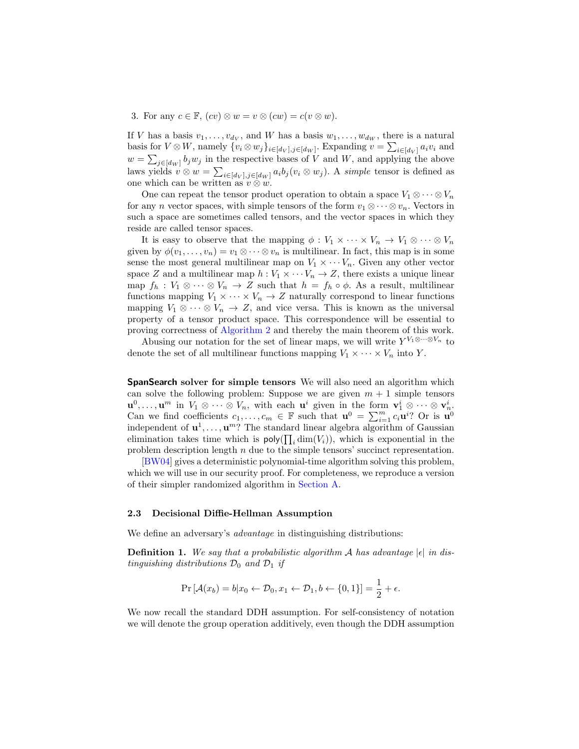3. For any $c \in \mathbb{F}$, $(cv) \otimes w = v \otimes (cw) = c(v \otimes w)$.

If $V$ has a basis $v_1, \ldots, v_{d_V}$, and $W$ has a basis $w_1, \ldots, w_{d_W}$, there is a natural basis for $V \otimes W$, namely $\{v_i \otimes w_j\}_{i \in [d_V], j \in [d_W]}$. Expanding $v = \sum_{i \in [d_V]} a_i v_i$ and $w = \sum_{j \in [d_W]} b_j w_j$ in the respective bases of $V$ and $W$, and applying the above laws yields $v \otimes w = \sum_{i \in [d_V], j \in [d_W]} a_i b_j (v_i \otimes w_j)$. A *simple* tensor is defined as one which can be written as $v \otimes w$.

One can repeat the tensor product operation to obtain a space $V_1 \otimes \cdots \otimes V_n$ for any $n$ vector spaces, with simple tensors of the form $v_1 \otimes \cdots \otimes v_n$. Vectors in such a space are sometimes called tensors, and the vector spaces in which they reside are called tensor spaces.

It is easy to observe that the mapping $\phi : V_1 \times \cdots \times V_n \to V_1 \otimes \cdots \otimes V_n$ given by $\phi(v_1, \ldots, v_n) = v_1 \otimes \cdots \otimes v_n$ is multilinear. In fact, this map is in some sense the most general multilinear map on $V_1 \times \cdots V_n$. Given any other vector space $Z$ and a multilinear map $h : V_1 \times \cdots V_n \to Z$, there exists a unique linear map $f_h : V_1 \otimes \cdots \otimes V_n \to Z$ such that $h = f_h \circ \phi$. As a result, multilinear functions mapping $V_1 \times \cdots \times V_n \to Z$ naturally correspond to linear functions mapping $V_1 \otimes \cdots \otimes V_n \to Z$, and vice versa. This is known as the universal property of a tensor product space. This correspondence will be essential to proving correctness of Algorithm 2 and thereby the main theorem of this work.

Abusing our notation for the set of linear maps, we will write $Y^{V_1 \otimes \cdots \otimes V_n}$ to denote the set of all multilinear functions mapping $V_1 \times \cdots \times V_n$ into $Y$.

**SpanSearch solver for simple tensors** We will also need an algorithm which can solve the following problem: Suppose we are given $m+1$ simple tensors $\mathbf{u}^0, \ldots, \mathbf{u}^m$ in $V_1 \otimes \cdots \otimes V_n$, with each $\mathbf{u}^i$ given in the form $\mathbf{v}_1^i \otimes \cdots \otimes \mathbf{v}_n^i$. Can we find coefficients $c_1, \ldots, c_m \in \mathbb{F}$ such that $\mathbf{u}^0 = \sum_{i=1}^m c_i \mathbf{u}^i$? Or is $\mathbf{u}^0$ independent of $\mathbf{u}^1, \ldots, \mathbf{u}^m$? The standard linear algebra algorithm of Gaussian elimination takes time which is $\mathsf{poly}(\prod_i \dim(V_i))$, which is exponential in the problem description length $n$ due to the simple tensors' succinct representation.

[BW04] gives a deterministic polynomial-time algorithm solving this problem, which we will use in our security proof. For completeness, we reproduce a version of their simpler randomized algorithm in Section A.

### 2.3 Decisional Diffie-Hellman Assumption

We define an adversary's *advantage* in distinguishing distributions:

**Definition 1.** *We say that a probabilistic algorithm $\mathcal{A}$ has advantage $|\epsilon|$ in distinguishing distributions $\mathcal{D}_0$ and $\mathcal{D}_1$ if*

$$\Pr\left[\mathcal{A}(x_b) = b | x_0 \leftarrow \mathcal{D}_0, x_1 \leftarrow \mathcal{D}_1, b \leftarrow \{0,1\}\right] = \frac{1}{2} + \epsilon.$$

We now recall the standard DDH assumption. For self-consistency of notation we will denote the group operation additively, even though the DDH assumption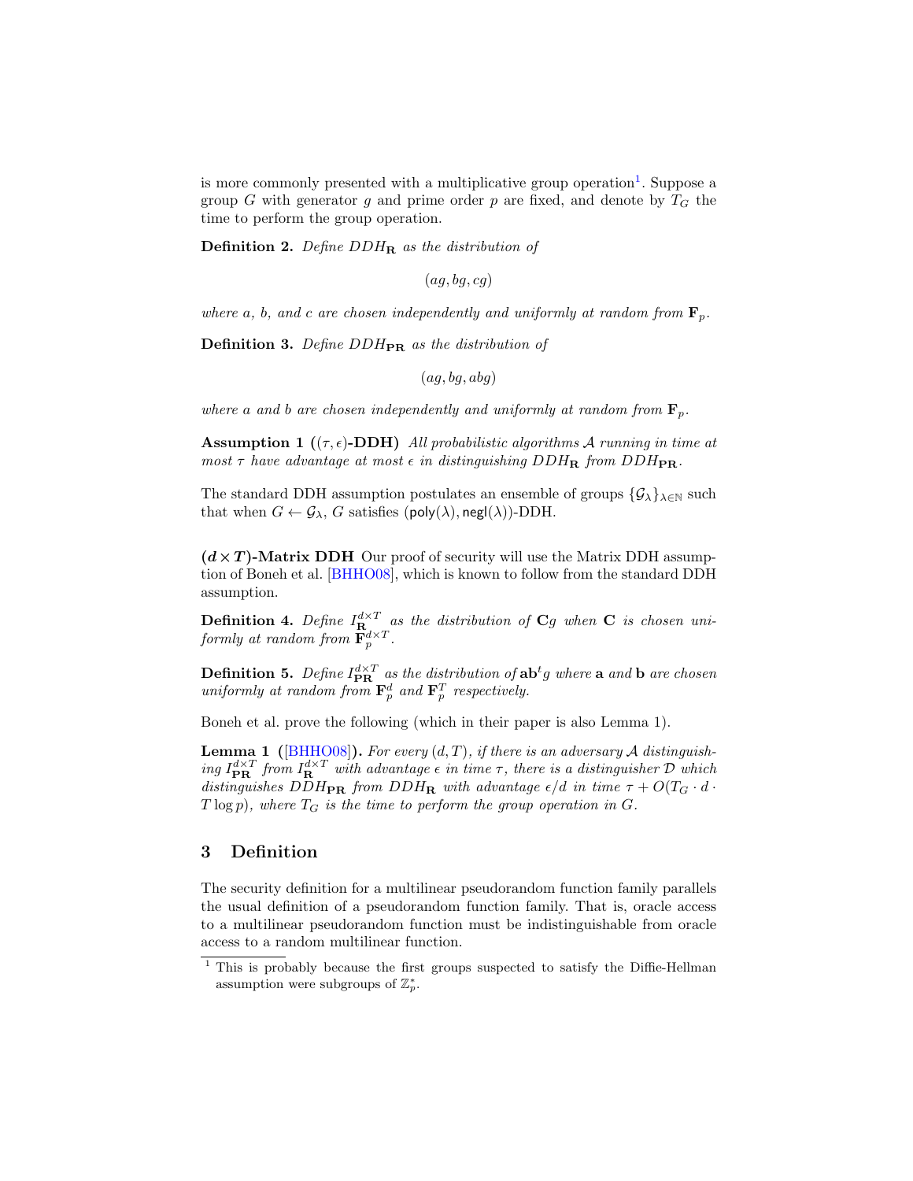is more commonly presented with a multiplicative group operation[1]. Suppose a group $G$ with generator $g$ and prime order $p$ are fixed, and denote by $T_G$ the time to perform the group operation.

**Definition 2.** *Define $DDH_{\mathbf{R}}$ as the distribution of*

$$(ag, bg, cg)$$

*where $a$, $b$, and $c$ are chosen independently and uniformly at random from $\mathbf{F}_p$.*

**Definition 3.** *Define $DDH_{\mathbf{PR}}$ as the distribution of*

$$(ag, bg, abg)$$

*where $a$ and $b$ are chosen independently and uniformly at random from $\mathbf{F}_p$.*

**Assumption 1 (($\tau, \epsilon$)-DDH)** *All probabilistic algorithms $\mathcal{A}$ running in time at most $\tau$ have advantage at most $\epsilon$ in distinguishing $DDH_{\mathbf{R}}$ from $DDH_{\mathbf{PR}}$.*

The standard DDH assumption postulates an ensemble of groups $\{\mathcal{G}_\lambda\}_{\lambda \in \mathbb{N}}$ such that when $G \leftarrow \mathcal{G}_\lambda$, $G$ satisfies $(\mathsf{poly}(\lambda), \mathsf{negl}(\lambda))$-DDH.

**$(d \times T)$-Matrix DDH** Our proof of security will use the Matrix DDH assumption of Boneh et al. [BHHO08], which is known to follow from the standard DDH assumption.

**Definition 4.** *Define $I_{\mathbf{R}}^{d \times T}$ as the distribution of $\mathbf{C}g$ when $\mathbf{C}$ is chosen uniformly at random from $\mathbf{F}_p^{d \times T}$.*

**Definition 5.** *Define $I_{\mathbf{PR}}^{d \times T}$ as the distribution of $\mathbf{a}\mathbf{b}^t g$ where $\mathbf{a}$ and $\mathbf{b}$ are chosen uniformly at random from $\mathbf{F}_p^d$ and $\mathbf{F}_p^T$ respectively.*

Boneh et al. prove the following (which in their paper is also Lemma 1).

**Lemma 1 ([BHHO08]).** *For every $(d, T)$, if there is an adversary $\mathcal{A}$ distinguishing $I_{\mathbf{PR}}^{d \times T}$ from $I_{\mathbf{R}}^{d \times T}$ with advantage $\epsilon$ in time $\tau$, there is a distinguisher $\mathcal{D}$ which distinguishes $DDH_{\mathbf{PR}}$ from $DDH_{\mathbf{R}}$ with advantage $\epsilon/d$ in time $\tau + O(T_G \cdot d \cdot T \log p)$, where $T_G$ is the time to perform the group operation in $G$.*

## 3 Definition

The security definition for a multilinear pseudorandom function family parallels the usual definition of a pseudorandom function family. That is, oracle access to a multilinear pseudorandom function must be indistinguishable from oracle access to a random multilinear function.

[1] This is probably because the first groups suspected to satisfy the Diffie-Hellman assumption were subgroups of $\mathbb{Z}_p^*$.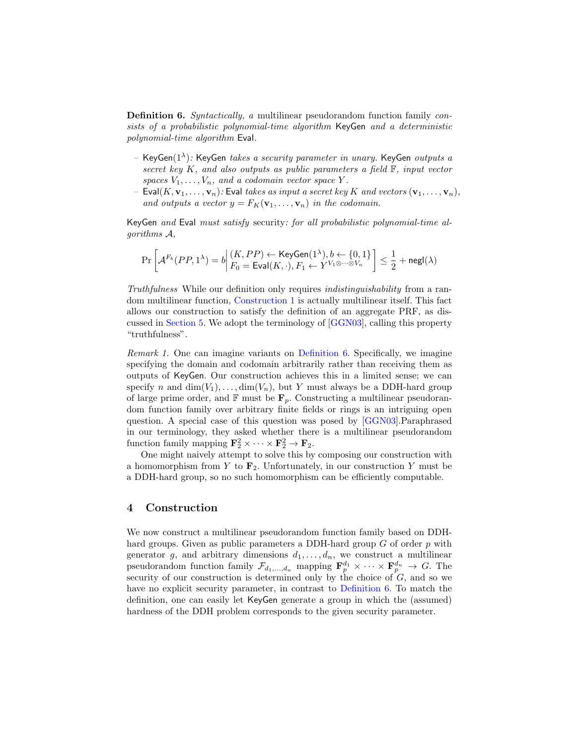**Definition 6.** *Syntactically, a* multilinear pseudorandom function family *consists of a probabilistic polynomial-time algorithm* KeyGen *and a deterministic polynomial-time algorithm* Eval*.*

- KeyGen$(1^\lambda)$*:* KeyGen *takes a security parameter in unary.* KeyGen *outputs a secret key $K$, and also outputs as public parameters a field $\mathbb{F}$, input vector spaces $V_1, \ldots, V_n$, and a codomain vector space $Y$.*
- Eval$(K, \mathbf{v}_1, \ldots, \mathbf{v}_n)$*:* Eval *takes as input a secret key $K$ and vectors $(\mathbf{v}_1, \ldots, \mathbf{v}_n)$, and outputs a vector $y = F_K(\mathbf{v}_1, \ldots, \mathbf{v}_n)$ in the codomain.*

KeyGen *and* Eval *must satisfy* security*: for all probabilistic polynomial-time algorithms $\mathcal{A}$,*

$$\Pr\left[\mathcal{A}^{F_b}(PP, 1^\lambda) = b \middle| \begin{array}{l} (K, PP) \leftarrow \mathsf{KeyGen}(1^\lambda), b \leftarrow \{0,1\} \\ F_0 = \mathsf{Eval}(K, \cdot), F_1 \leftarrow Y^{V_1 \otimes \cdots \otimes V_n} \end{array}\right] \leq \frac{1}{2} + \mathsf{negl}(\lambda)$$

*Truthfulness* While our definition only requires *indistinguishability* from a random multilinear function, Construction 1 is actually multilinear itself. This fact allows our construction to satisfy the definition of an aggregate PRF, as discussed in Section 5. We adopt the terminology of [GGN03], calling this property "truthfulness".

*Remark 1.* One can imagine variants on Definition 6. Specifically, we imagine specifying the domain and codomain arbitrarily rather than receiving them as outputs of KeyGen. Our construction achieves this in a limited sense; we can specify $n$ and $\dim(V_1), \ldots, \dim(V_n)$, but $Y$ must always be a DDH-hard group of large prime order, and $\mathbb{F}$ must be $\mathbf{F}_p$. Constructing a multilinear pseudorandom function family over arbitrary finite fields or rings is an intriguing open question. A special case of this question was posed by [GGN03].Paraphrased in our terminology, they asked whether there is a multilinear pseudorandom function family mapping $\mathbf{F}_2^2 \times \cdots \times \mathbf{F}_2^2 \to \mathbf{F}_2$.

One might naively attempt to solve this by composing our construction with a homomorphism from $Y$ to $\mathbf{F}_2$. Unfortunately, in our construction $Y$ must be a DDH-hard group, so no such homomorphism can be efficiently computable.

## 4 Construction

We now construct a multilinear pseudorandom function family based on DDH-hard groups. Given as public parameters a DDH-hard group $G$ of order $p$ with generator $g$, and arbitrary dimensions $d_1, \ldots, d_n$, we construct a multilinear pseudorandom function family $\mathcal{F}_{d_1,\ldots,d_n}$ mapping $\mathbf{F}_p^{d_1} \times \cdots \times \mathbf{F}_p^{d_n} \to G$. The security of our construction is determined only by the choice of $G$, and so we have no explicit security parameter, in contrast to Definition 6. To match the definition, one can easily let KeyGen generate a group in which the (assumed) hardness of the DDH problem corresponds to the given security parameter.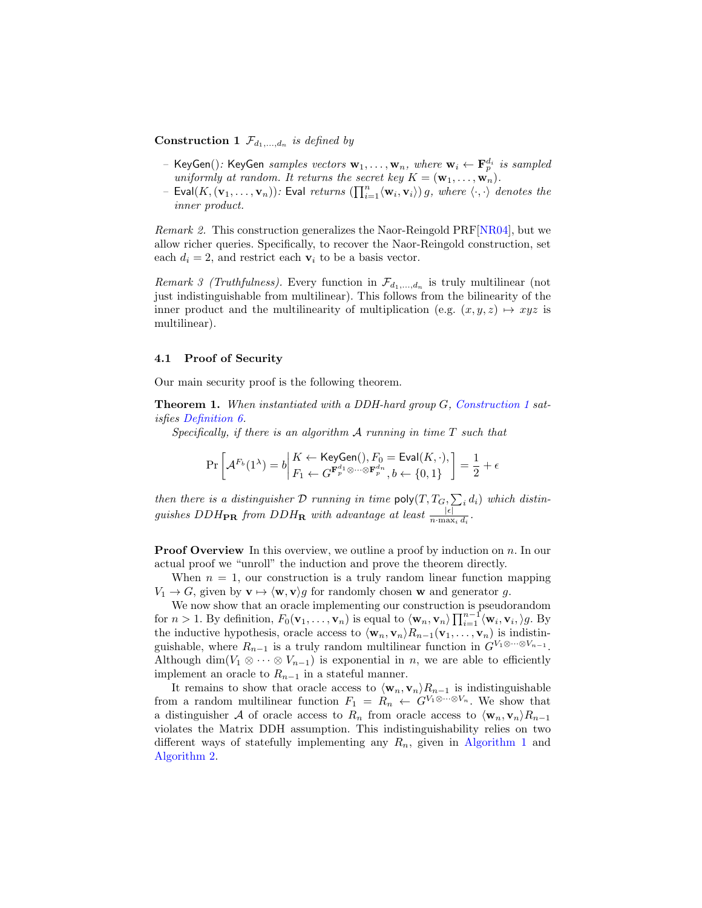**Construction 1** *$\mathcal{F}_{d_1,\ldots,d_n}$ is defined by*

- KeyGen(): KeyGen *samples vectors $\mathbf{w}_1,\ldots,\mathbf{w}_n$, where $\mathbf{w}_i \leftarrow \mathbf{F}_p^{d_i}$ is sampled uniformly at random. It returns the secret key $K = (\mathbf{w}_1,\ldots,\mathbf{w}_n)$.*
- Eval$(K,(\mathbf{v}_1,\ldots,\mathbf{v}_n))$: Eval *returns $\left(\prod_{i=1}^{n}\langle \mathbf{w}_i,\mathbf{v}_i\rangle\right) g$, where $\langle\cdot,\cdot\rangle$ denotes the inner product.*

*Remark 2.* This construction generalizes the Naor-Reingold PRF[NR04], but we allow richer queries. Specifically, to recover the Naor-Reingold construction, set each $d_i = 2$, and restrict each $\mathbf{v}_i$ to be a basis vector.

*Remark 3 (Truthfulness).* Every function in $\mathcal{F}_{d_1,\ldots,d_n}$ is truly multilinear (not just indistinguishable from multilinear). This follows from the bilinearity of the inner product and the multilinearity of multiplication (e.g. $(x,y,z)\mapsto xyz$ is multilinear).

### 4.1 Proof of Security

Our main security proof is the following theorem.

**Theorem 1.** *When instantiated with a DDH-hard group $G$, Construction 1 satisfies Definition 6.*

*Specifically, if there is an algorithm $\mathcal{A}$ running in time $T$ such that*

$$\Pr\left[\mathcal{A}^{F_b}(1^\lambda) = b \,\middle|\, \begin{array}{l} K \leftarrow \mathsf{KeyGen}(), F_0 = \mathsf{Eval}(K,\cdot), \\ F_1 \leftarrow G^{\mathbf{F}_p^{d_1}\otimes\cdots\otimes\mathbf{F}_p^{d_n}}, b \leftarrow \{0,1\} \end{array}\right] = \frac{1}{2} + \epsilon$$

*then there is a distinguisher $\mathcal{D}$ running in time $\mathsf{poly}(T, T_G, \sum_i d_i)$ which distinguishes $DDH_{\mathbf{PR}}$ from $DDH_{\mathbf{R}}$ with advantage at least $\frac{|\epsilon|}{n\cdot\max_i d_i}$.*

**Proof Overview** In this overview, we outline a proof by induction on $n$. In our actual proof we "unroll" the induction and prove the theorem directly.

When $n = 1$, our construction is a truly random linear function mapping $V_1 \to G$, given by $\mathbf{v} \mapsto \langle \mathbf{w},\mathbf{v}\rangle g$ for randomly chosen $\mathbf{w}$ and generator $g$.

We now show that an oracle implementing our construction is pseudorandom for $n > 1$. By definition, $F_0(\mathbf{v}_1,\ldots,\mathbf{v}_n)$ is equal to $\langle \mathbf{w}_n,\mathbf{v}_n\rangle \prod_{i=1}^{n-1}\langle \mathbf{w}_i,\mathbf{v}_i,\rangle g$. By the inductive hypothesis, oracle access to $\langle \mathbf{w}_n,\mathbf{v}_n\rangle R_{n-1}(\mathbf{v}_1,\ldots,\mathbf{v}_n)$ is indistinguishable, where $R_{n-1}$ is a truly random multilinear function in $G^{V_1\otimes\cdots\otimes V_{n-1}}$. Although $\dim(V_1\otimes\cdots\otimes V_{n-1})$ is exponential in $n$, we are able to efficiently implement an oracle to $R_{n-1}$ in a stateful manner.

It remains to show that oracle access to $\langle \mathbf{w}_n,\mathbf{v}_n\rangle R_{n-1}$ is indistinguishable from a random multilinear function $F_1 = R_n \leftarrow G^{V_1\otimes\cdots\otimes V_n}$. We show that a distinguisher $\mathcal{A}$ of oracle access to $R_n$ from oracle access to $\langle \mathbf{w}_n,\mathbf{v}_n\rangle R_{n-1}$ violates the Matrix DDH assumption. This indistinguishability relies on two different ways of statefully implementing any $R_n$, given in Algorithm 1 and Algorithm 2.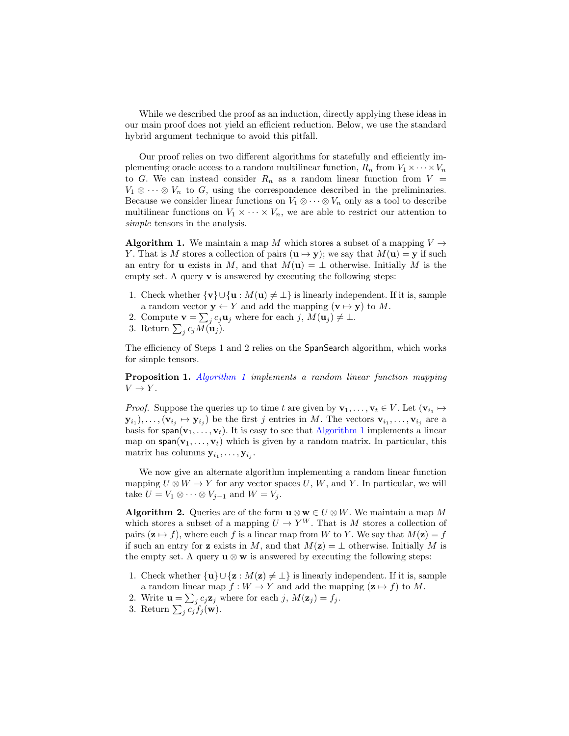While we described the proof as an induction, directly applying these ideas in our main proof does not yield an efficient reduction. Below, we use the standard hybrid argument technique to avoid this pitfall.

Our proof relies on two different algorithms for statefully and efficiently implementing oracle access to a random multilinear function, $R_n$ from $V_1 \times \cdots \times V_n$ to $G$. We can instead consider $R_n$ as a random linear function from $V = V_1 \otimes \cdots \otimes V_n$ to $G$, using the correspondence described in the preliminaries. Because we consider linear functions on $V_1 \otimes \cdots \otimes V_n$ only as a tool to describe multilinear functions on $V_1 \times \cdots \times V_n$, we are able to restrict our attention to *simple* tensors in the analysis.

**Algorithm 1.** We maintain a map $M$ which stores a subset of a mapping $V \to Y$. That is $M$ stores a collection of pairs $(\mathbf{u} \mapsto \mathbf{y})$; we say that $M(\mathbf{u}) = \mathbf{y}$ if such an entry for $\mathbf{u}$ exists in $M$, and that $M(\mathbf{u}) = \perp$ otherwise. Initially $M$ is the empty set. A query $\mathbf{v}$ is answered by executing the following steps:

1. Check whether $\{\mathbf{v}\} \cup \{\mathbf{u} : M(\mathbf{u}) \neq \perp\}$ is linearly independent. If it is, sample a random vector $\mathbf{y} \leftarrow Y$ and add the mapping $(\mathbf{v} \mapsto \mathbf{y})$ to $M$.
2. Compute $\mathbf{v} = \sum_j c_j \mathbf{u}_j$ where for each $j$, $M(\mathbf{u}_j) \neq \perp$.
3. Return $\sum_j c_j M(\mathbf{u}_j)$.

The efficiency of Steps 1 and 2 relies on the SpanSearch algorithm, which works for simple tensors.

**Proposition 1.** *Algorithm 1 implements a random linear function mapping $V \to Y$.*

*Proof.* Suppose the queries up to time $t$ are given by $\mathbf{v}_1, \ldots, \mathbf{v}_t \in V$. Let $(\mathbf{v}_{i_1} \mapsto \mathbf{y}_{i_1}), \ldots, (\mathbf{v}_{i_j} \mapsto \mathbf{y}_{i_j})$ be the first $j$ entries in $M$. The vectors $\mathbf{v}_{i_1}, \ldots, \mathbf{v}_{i_j}$ are a basis for $\mathsf{span}(\mathbf{v}_1, \ldots, \mathbf{v}_t)$. It is easy to see that Algorithm 1 implements a linear map on $\mathsf{span}(\mathbf{v}_1, \ldots, \mathbf{v}_t)$ which is given by a random matrix. In particular, this matrix has columns $\mathbf{y}_{i_1}, \ldots, \mathbf{y}_{i_j}$.

We now give an alternate algorithm implementing a random linear function mapping $U \otimes W \to Y$ for any vector spaces $U$, $W$, and $Y$. In particular, we will take $U = V_1 \otimes \cdots \otimes V_{j-1}$ and $W = V_j$.

**Algorithm 2.** Queries are of the form $\mathbf{u} \otimes \mathbf{w} \in U \otimes W$. We maintain a map $M$ which stores a subset of a mapping $U \to Y^W$. That is $M$ stores a collection of pairs $(\mathbf{z} \mapsto f)$, where each $f$ is a linear map from $W$ to $Y$. We say that $M(\mathbf{z}) = f$ if such an entry for $\mathbf{z}$ exists in $M$, and that $M(\mathbf{z}) = \perp$ otherwise. Initially $M$ is the empty set. A query $\mathbf{u} \otimes \mathbf{w}$ is answered by executing the following steps:

1. Check whether $\{\mathbf{u}\} \cup \{\mathbf{z} : M(\mathbf{z}) \neq \perp\}$ is linearly independent. If it is, sample a random linear map $f : W \to Y$ and add the mapping $(\mathbf{z} \mapsto f)$ to $M$.
2. Write $\mathbf{u} = \sum_j c_j \mathbf{z}_j$ where for each $j$, $M(\mathbf{z}_j) = f_j$.
3. Return $\sum_j c_j f_j(\mathbf{w})$.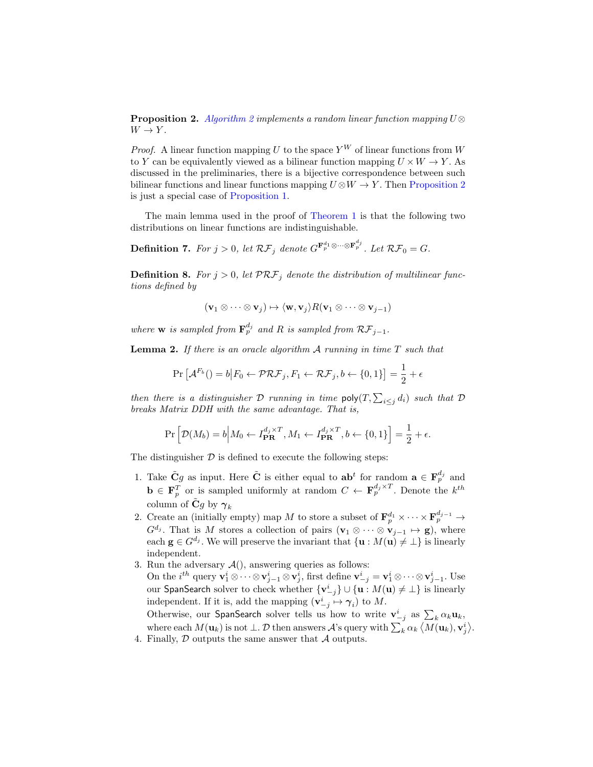**Proposition 2.** *[Algorithm 2](#) implements a random linear function mapping $U \otimes W \to Y$.*

*Proof.* A linear function mapping $U$ to the space $Y^W$ of linear functions from $W$ to $Y$ can be equivalently viewed as a bilinear function mapping $U \times W \to Y$. As discussed in the preliminaries, there is a bijective correspondence between such bilinear functions and linear functions mapping $U \otimes W \to Y$. Then Proposition 2 is just a special case of Proposition 1.

The main lemma used in the proof of Theorem 1 is that the following two distributions on linear functions are indistinguishable.

**Definition 7.** *For $j > 0$, let $\mathcal{RF}_j$ denote $G^{\mathbf{F}_p^{d_1} \otimes \cdots \otimes \mathbf{F}_p^{d_j}}$. Let $\mathcal{RF}_0 = G$.*

**Definition 8.** *For $j > 0$, let $\mathcal{PRF}_j$ denote the distribution of multilinear functions defined by*

$$(\mathbf{v}_1 \otimes \cdots \otimes \mathbf{v}_j) \mapsto \langle \mathbf{w}, \mathbf{v}_j \rangle R(\mathbf{v}_1 \otimes \cdots \otimes \mathbf{v}_{j-1})$$

*where $\mathbf{w}$ is sampled from $\mathbf{F}_p^{d_j}$ and $R$ is sampled from $\mathcal{RF}_{j-1}$.*

**Lemma 2.** *If there is an oracle algorithm $\mathcal{A}$ running in time $T$ such that*

$$\Pr\left[\mathcal{A}^{F_b}() = b \middle| F_0 \leftarrow \mathcal{PRF}_j, F_1 \leftarrow \mathcal{RF}_j, b \leftarrow \{0,1\}\right] = \frac{1}{2} + \epsilon$$

*then there is a distinguisher $\mathcal{D}$ running in time $\mathsf{poly}(T, \sum_{i \le j} d_i)$ such that $\mathcal{D}$ breaks Matrix DDH with the same advantage. That is,*

$$\Pr\left[\mathcal{D}(M_b) = b \middle| M_0 \leftarrow I_{\mathbf{PR}}^{d_j \times T}, M_1 \leftarrow I_{\mathbf{PR}}^{d_j \times T}, b \leftarrow \{0,1\}\right] = \frac{1}{2} + \epsilon.$$

The distinguisher $\mathcal{D}$ is defined to execute the following steps:

1. Take $\tilde{\mathbf{C}}g$ as input. Here $\tilde{\mathbf{C}}$ is either equal to $\mathbf{a}\mathbf{b}^t$ for random $\mathbf{a} \in \mathbf{F}_p^{d_j}$ and $\mathbf{b} \in \mathbf{F}_p^T$ or is sampled uniformly at random $C \leftarrow \mathbf{F}_p^{d_j \times T}$. Denote the $k^{th}$ column of $\tilde{\mathbf{C}}g$ by $\boldsymbol{\gamma}_k$
2. Create an (initially empty) map $M$ to store a subset of $\mathbf{F}_p^{d_1} \times \cdots \times \mathbf{F}_p^{d_{j-1}} \to G^{d_j}$. That is $M$ stores a collection of pairs $(\mathbf{v}_1 \otimes \cdots \otimes \mathbf{v}_{j-1} \mapsto \mathbf{g})$, where each $\mathbf{g} \in G^{d_j}$. We will preserve the invariant that $\{\mathbf{u} : M(\mathbf{u}) \neq \perp\}$ is linearly independent.
3. Run the adversary $\mathcal{A}()$, answering queries as follows:
   On the $i^{th}$ query $\mathbf{v}_1^i \otimes \cdots \otimes \mathbf{v}_{j-1}^i \otimes \mathbf{v}_j^i$, first define $\mathbf{v}_{-j}^i = \mathbf{v}_1^i \otimes \cdots \otimes \mathbf{v}_{j-1}^i$. Use our $\mathsf{SpanSearch}$ solver to check whether $\{\mathbf{v}_{-j}^i\} \cup \{\mathbf{u} : M(\mathbf{u}) \neq \perp\}$ is linearly independent. If it is, add the mapping $(\mathbf{v}_{-j}^i \mapsto \boldsymbol{\gamma}_i)$ to $M$.
   Otherwise, our $\mathsf{SpanSearch}$ solver tells us how to write $\mathbf{v}_{-j}^i$ as $\sum_k \alpha_k \mathbf{u}_k$, where each $M(\mathbf{u}_k)$ is not $\perp$. $\mathcal{D}$ then answers $\mathcal{A}$'s query with $\sum_k \alpha_k \left\langle M(\mathbf{u}_k), \mathbf{v}_j^i \right\rangle$.
4. Finally, $\mathcal{D}$ outputs the same answer that $\mathcal{A}$ outputs.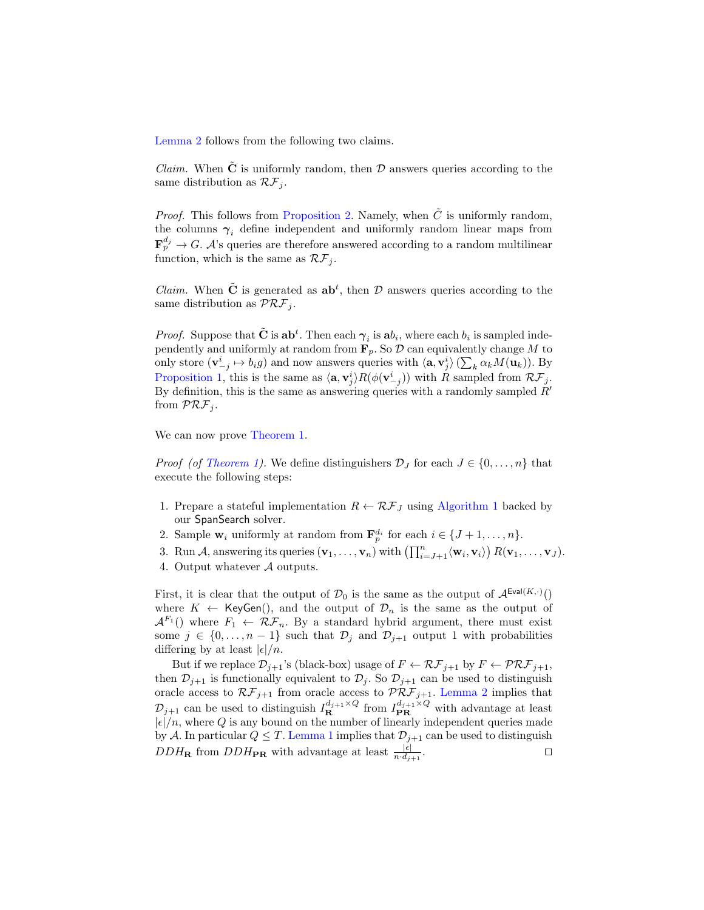Lemma 2 follows from the following two claims.

*Claim.* When $\tilde{\mathbf{C}}$ is uniformly random, then $\mathcal{D}$ answers queries according to the same distribution as $\mathcal{RF}_j$.

*Proof.* This follows from Proposition 2. Namely, when $\tilde{C}$ is uniformly random, the columns $\boldsymbol{\gamma}_i$ define independent and uniformly random linear maps from $\mathbf{F}_p^{d_j} \to G$. $\mathcal{A}$'s queries are therefore answered according to a random multilinear function, which is the same as $\mathcal{RF}_j$.

*Claim.* When $\tilde{\mathbf{C}}$ is generated as $\mathbf{ab}^t$, then $\mathcal{D}$ answers queries according to the same distribution as $\mathcal{PRF}_j$.

*Proof.* Suppose that $\tilde{\mathbf{C}}$ is $\mathbf{ab}^t$. Then each $\boldsymbol{\gamma}_i$ is $\mathbf{a}b_i$, where each $b_i$ is sampled independently and uniformly at random from $\mathbf{F}_p$. So $\mathcal{D}$ can equivalently change $M$ to only store $(\mathbf{v}_{-j}^i \mapsto b_i g)$ and now answers queries with $\langle \mathbf{a}, \mathbf{v}_j^i \rangle \left(\sum_k \alpha_k M(\mathbf{u}_k)\right)$. By Proposition 1, this is the same as $\langle \mathbf{a}, \mathbf{v}_j^i \rangle R(\phi(\mathbf{v}_{-j}^i))$ with $R$ sampled from $\mathcal{RF}_j$. By definition, this is the same as answering queries with a randomly sampled $R'$ from $\mathcal{PRF}_j$.

We can now prove Theorem 1.

*Proof (of Theorem 1).* We define distinguishers $\mathcal{D}_J$ for each $J \in \{0, \ldots, n\}$ that execute the following steps:

1. Prepare a stateful implementation $R \leftarrow \mathcal{RF}_J$ using Algorithm 1 backed by our SpanSearch solver.
2. Sample $\mathbf{w}_i$ uniformly at random from $\mathbf{F}_p^{d_i}$ for each $i \in \{J+1, \ldots, n\}$.
3. Run $\mathcal{A}$, answering its queries $(\mathbf{v}_1, \ldots, \mathbf{v}_n)$ with $\left(\prod_{i=J+1}^{n} \langle \mathbf{w}_i, \mathbf{v}_i \rangle\right) R(\mathbf{v}_1, \ldots, \mathbf{v}_J)$.
4. Output whatever $\mathcal{A}$ outputs.

First, it is clear that the output of $\mathcal{D}_0$ is the same as the output of $\mathcal{A}^{\mathsf{Eval}(K,\cdot)}()$ where $K \leftarrow \mathsf{KeyGen}()$, and the output of $\mathcal{D}_n$ is the same as the output of $\mathcal{A}^{F_1}()$ where $F_1 \leftarrow \mathcal{RF}_n$. By a standard hybrid argument, there must exist some $j \in \{0, \ldots, n-1\}$ such that $\mathcal{D}_j$ and $\mathcal{D}_{j+1}$ output 1 with probabilities differing by at least $|\epsilon|/n$.

But if we replace $\mathcal{D}_{j+1}$'s (black-box) usage of $F \leftarrow \mathcal{RF}_{j+1}$ by $F \leftarrow \mathcal{PRF}_{j+1}$, then $\mathcal{D}_{j+1}$ is functionally equivalent to $\mathcal{D}_j$. So $\mathcal{D}_{j+1}$ can be used to distinguish oracle access to $\mathcal{RF}_{j+1}$ from oracle access to $\mathcal{PRF}_{j+1}$. Lemma 2 implies that $\mathcal{D}_{j+1}$ can be used to distinguish $I_{\mathbf{R}}^{d_{j+1} \times Q}$ from $I_{\mathbf{PR}}^{d_{j+1} \times Q}$ with advantage at least $|\epsilon|/n$, where $Q$ is any bound on the number of linearly independent queries made by $\mathcal{A}$. In particular $Q \leq T$. Lemma 1 implies that $\mathcal{D}_{j+1}$ can be used to distinguish $DDH_{\mathbf{R}}$ from $DDH_{\mathbf{PR}}$ with advantage at least $\frac{|\epsilon|}{n \cdot d_{j+1}}$. ◻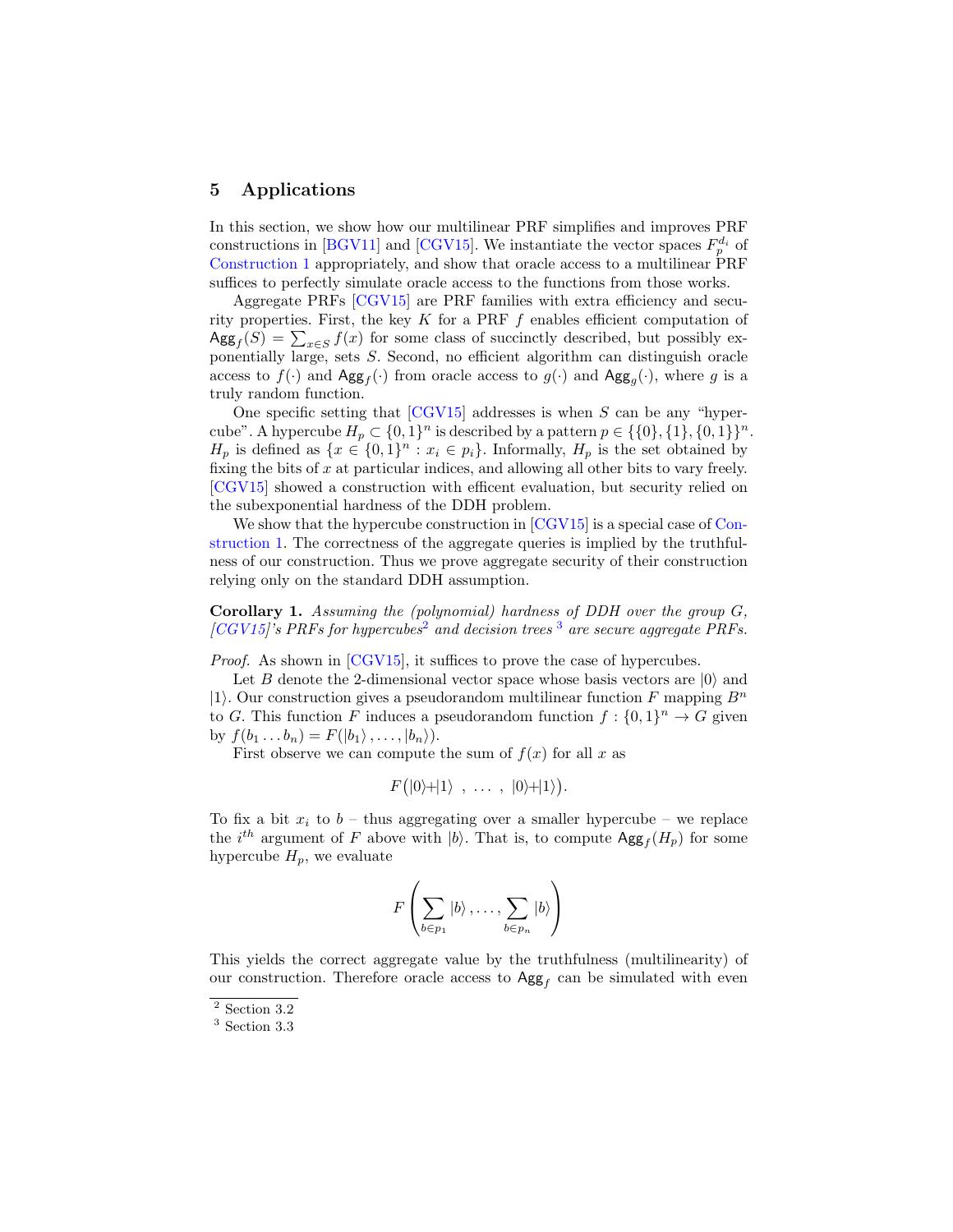## 5 Applications

In this section, we show how our multilinear PRF simplifies and improves PRF constructions in [BGV11] and [CGV15]. We instantiate the vector spaces $F_p^{d_i}$ of Construction 1 appropriately, and show that oracle access to a multilinear PRF suffices to perfectly simulate oracle access to the functions from those works.

Aggregate PRFs [CGV15] are PRF families with extra efficiency and security properties. First, the key $K$ for a PRF $f$ enables efficient computation of $\mathsf{Agg}_f(S) = \sum_{x \in S} f(x)$ for some class of succinctly described, but possibly exponentially large, sets $S$. Second, no efficient algorithm can distinguish oracle access to $f(\cdot)$ and $\mathsf{Agg}_f(\cdot)$ from oracle access to $g(\cdot)$ and $\mathsf{Agg}_g(\cdot)$, where $g$ is a truly random function.

One specific setting that [CGV15] addresses is when $S$ can be any "hypercube". A hypercube $H_p \subset \{0,1\}^n$ is described by a pattern $p \in \{\{0\},\{1\},\{0,1\}\}^n$. $H_p$ is defined as $\{x \in \{0,1\}^n : x_i \in p_i\}$. Informally, $H_p$ is the set obtained by fixing the bits of $x$ at particular indices, and allowing all other bits to vary freely. [CGV15] showed a construction with efficent evaluation, but security relied on the subexponential hardness of the DDH problem.

We show that the hypercube construction in [CGV15] is a special case of Construction 1. The correctness of the aggregate queries is implied by the truthfulness of our construction. Thus we prove aggregate security of their construction relying only on the standard DDH assumption.

**Corollary 1.** *Assuming the (polynomial) hardness of DDH over the group $G$, [CGV15]'s PRFs for hypercubes[2] and decision trees [3] are secure aggregate PRFs.*

*Proof.* As shown in [CGV15], it suffices to prove the case of hypercubes.

Let $B$ denote the 2-dimensional vector space whose basis vectors are $|0\rangle$ and $|1\rangle$. Our construction gives a pseudorandom multilinear function $F$ mapping $B^n$ to $G$. This function $F$ induces a pseudorandom function $f : \{0,1\}^n \to G$ given by $f(b_1 \dots b_n) = F(|b_1\rangle, \dots, |b_n\rangle)$.

First observe we can compute the sum of $f(x)$ for all $x$ as

$$F\big(|0\rangle + |1\rangle \ , \ \dots \ , \ |0\rangle + |1\rangle\big).$$

To fix a bit $x_i$ to $b$ – thus aggregating over a smaller hypercube – we replace the $i^{th}$ argument of $F$ above with $|b\rangle$. That is, to compute $\mathsf{Agg}_f(H_p)$ for some hypercube $H_p$, we evaluate

$$F\left(\sum_{b \in p_1} |b\rangle, \dots, \sum_{b \in p_n} |b\rangle\right)$$

This yields the correct aggregate value by the truthfulness (multilinearity) of our construction. Therefore oracle access to $\mathsf{Agg}_f$ can be simulated with even

[2] Section 3.2

[3] Section 3.3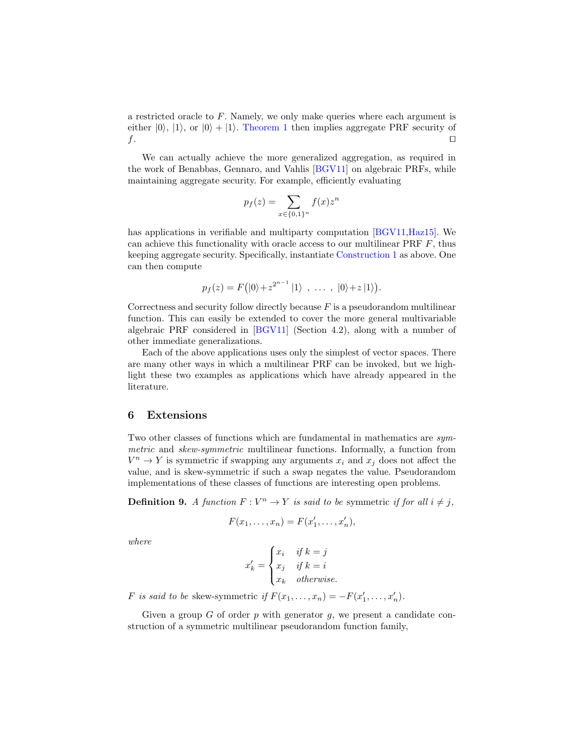a restricted oracle to $F$. Namely, we only make queries where each argument is either $|0\rangle$, $|1\rangle$, or $|0\rangle + |1\rangle$. Theorem 1 then implies aggregate PRF security of $f$. ◻

We can actually achieve the more generalized aggregation, as required in the work of Benabbas, Gennaro, and Vahlis [BGV11] on algebraic PRFs, while maintaining aggregate security. For example, efficiently evaluating

$$p_f(z) = \sum_{x \in \{0,1\}^n} f(x) z^n$$

has applications in verifiable and multiparty computation [BGV11,Haz15]. We can achieve this functionality with oracle access to our multilinear PRF $F$, thus keeping aggregate security. Specifically, instantiate Construction 1 as above. One can then compute

$$p_f(z) = F\big(|0\rangle + z^{2^{n-1}} |1\rangle \ , \ \ldots \ , \ |0\rangle + z\,|1\rangle\big).$$

Correctness and security follow directly because $F$ is a pseudorandom multilinear function. This can easily be extended to cover the more general multivariable algebraic PRF considered in [BGV11] (Section 4.2), along with a number of other immediate generalizations.

Each of the above applications uses only the simplest of vector spaces. There are many other ways in which a multilinear PRF can be invoked, but we highlight these two examples as applications which have already appeared in the literature.

## 6 Extensions

Two other classes of functions which are fundamental in mathematics are *symmetric* and *skew-symmetric* multilinear functions. Informally, a function from $V^n \to Y$ is symmetric if swapping any arguments $x_i$ and $x_j$ does not affect the value, and is skew-symmetric if such a swap negates the value. Pseudorandom implementations of these classes of functions are interesting open problems.

**Definition 9.** *A function $F : V^n \to Y$ is said to be* symmetric *if for all $i \neq j$,*

$$F(x_1, \ldots, x_n) = F(x'_1, \ldots, x'_n),$$

*where*

$$x'_k = \begin{cases} x_i & \text{if } k = j \\ x_j & \text{if } k = i \\ x_k & \text{otherwise.} \end{cases}$$

*$F$ is said to be* skew-symmetric *if $F(x_1, \ldots, x_n) = -F(x'_1, \ldots, x'_n)$.*

Given a group $G$ of order $p$ with generator $g$, we present a candidate construction of a symmetric multilinear pseudorandom function family,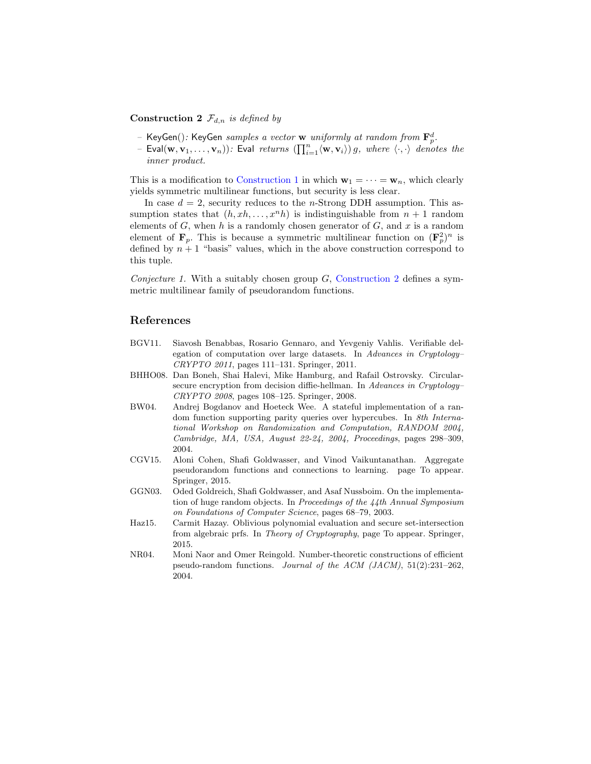**Construction 2** *$\mathcal{F}_{d,n}$ is defined by*

- $\mathsf{KeyGen}()$*: $\mathsf{KeyGen}$ samples a vector $\mathbf{w}$ uniformly at random from $\mathbf{F}_p^d$.*
- $\mathsf{Eval}(\mathbf{w}, \mathbf{v}_1, \ldots, \mathbf{v}_n))$*: $\mathsf{Eval}$ returns $\left(\prod_{i=1}^{n} \langle \mathbf{w}, \mathbf{v}_i \rangle\right) g$, where $\langle \cdot, \cdot \rangle$ denotes the inner product.*

This is a modification to Construction 1 in which $\mathbf{w}_1 = \cdots = \mathbf{w}_n$, which clearly yields symmetric multilinear functions, but security is less clear.

In case $d = 2$, security reduces to the $n$-Strong DDH assumption. This assumption states that $(h, xh, \ldots, x^n h)$ is indistinguishable from $n+1$ random elements of $G$, when $h$ is a randomly chosen generator of $G$, and $x$ is a random element of $\mathbf{F}_p$. This is because a symmetric multilinear function on $(\mathbf{F}_p^2)^n$ is defined by $n+1$ "basis" values, which in the above construction correspond to this tuple.

*Conjecture 1.* With a suitably chosen group $G$, Construction 2 defines a symmetric multilinear family of pseudorandom functions.

## References

- BGV11. Siavosh Benabbas, Rosario Gennaro, and Yevgeniy Vahlis. Verifiable delegation of computation over large datasets. In *Advances in Cryptology–CRYPTO 2011*, pages 111–131. Springer, 2011.
- BHHO08. Dan Boneh, Shai Halevi, Mike Hamburg, and Rafail Ostrovsky. Circular-secure encryption from decision diffie-hellman. In *Advances in Cryptology–CRYPTO 2008*, pages 108–125. Springer, 2008.
- BW04. Andrej Bogdanov and Hoeteck Wee. A stateful implementation of a random function supporting parity queries over hypercubes. In *8th International Workshop on Randomization and Computation, RANDOM 2004, Cambridge, MA, USA, August 22-24, 2004, Proceedings*, pages 298–309, 2004.
- CGV15. Aloni Cohen, Shafi Goldwasser, and Vinod Vaikuntanathan. Aggregate pseudorandom functions and connections to learning. page To appear. Springer, 2015.
- GGN03. Oded Goldreich, Shafi Goldwasser, and Asaf Nussboim. On the implementation of huge random objects. In *Proceedings of the 44th Annual Symposium on Foundations of Computer Science*, pages 68–79, 2003.
- Haz15. Carmit Hazay. Oblivious polynomial evaluation and secure set-intersection from algebraic prfs. In *Theory of Cryptography*, page To appear. Springer, 2015.
- NR04. Moni Naor and Omer Reingold. Number-theoretic constructions of efficient pseudo-random functions. *Journal of the ACM (JACM)*, 51(2):231–262, 2004.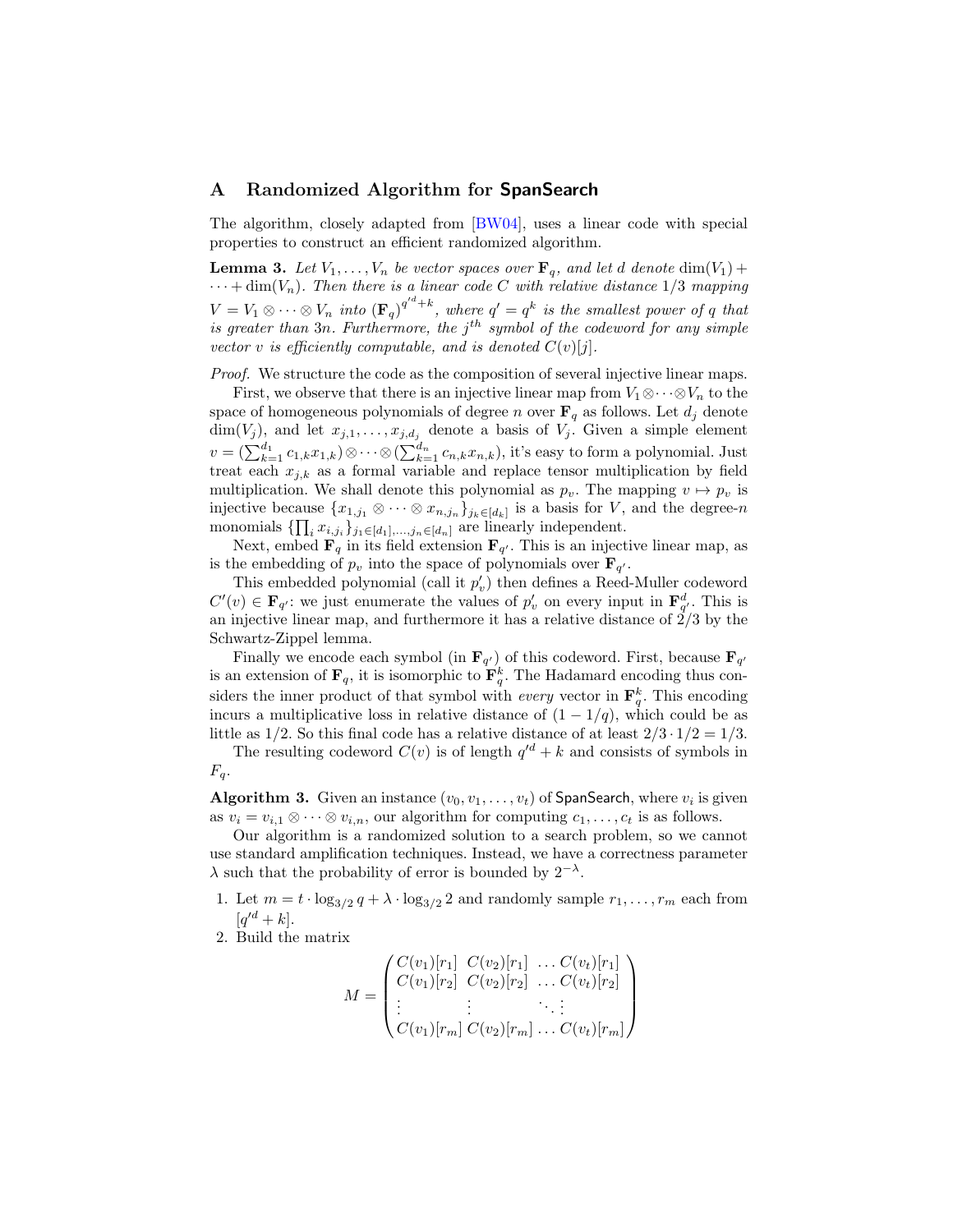## A Randomized Algorithm for SpanSearch

The algorithm, closely adapted from [BW04], uses a linear code with special properties to construct an efficient randomized algorithm.

**Lemma 3.** *Let $V_1, \ldots, V_n$ be vector spaces over $\mathbf{F}_q$, and let $d$ denote $\dim(V_1) + \cdots + \dim(V_n)$. Then there is a linear code $C$ with relative distance $1/3$ mapping $V = V_1 \otimes \cdots \otimes V_n$ into $(\mathbf{F}_q)^{q'^d+k}$, where $q' = q^k$ is the smallest power of $q$ that is greater than $3n$. Furthermore, the $j^{th}$ symbol of the codeword for any simple vector $v$ is efficiently computable, and is denoted $C(v)[j]$.*

*Proof.* We structure the code as the composition of several injective linear maps.

First, we observe that there is an injective linear map from $V_1 \otimes \cdots \otimes V_n$ to the space of homogeneous polynomials of degree $n$ over $\mathbf{F}_q$ as follows. Let $d_j$ denote $\dim(V_j)$, and let $x_{j,1}, \ldots, x_{j,d_j}$ denote a basis of $V_j$. Given a simple element $v = (\sum_{k=1}^{d_1} c_{1,k} x_{1,k}) \otimes \cdots \otimes (\sum_{k=1}^{d_n} c_{n,k} x_{n,k})$, it's easy to form a polynomial. Just treat each $x_{j,k}$ as a formal variable and replace tensor multiplication by field multiplication. We shall denote this polynomial as $p_v$. The mapping $v \mapsto p_v$ is injective because $\{x_{1,j_1} \otimes \cdots \otimes x_{n,j_n}\}_{j_k \in [d_k]}$ is a basis for $V$, and the degree-$n$ monomials $\{\prod_i x_{i,j_i}\}_{j_1 \in [d_1], \ldots, j_n \in [d_n]}$ are linearly independent.

Next, embed $\mathbf{F}_q$ in its field extension $\mathbf{F}_{q'}$. This is an injective linear map, as is the embedding of $p_v$ into the space of polynomials over $\mathbf{F}_{q'}$.

This embedded polynomial (call it $p'_v$) then defines a Reed-Muller codeword $C'(v) \in \mathbf{F}_{q'}$: we just enumerate the values of $p'_v$ on every input in $\mathbf{F}_{q'}^d$. This is an injective linear map, and furthermore it has a relative distance of $2/3$ by the Schwartz-Zippel lemma.

Finally we encode each symbol (in $\mathbf{F}_{q'}$) of this codeword. First, because $\mathbf{F}_{q'}$ is an extension of $\mathbf{F}_q$, it is isomorphic to $\mathbf{F}_q^k$. The Hadamard encoding thus considers the inner product of that symbol with *every* vector in $\mathbf{F}_q^k$. This encoding incurs a multiplicative loss in relative distance of $(1 - 1/q)$, which could be as little as $1/2$. So this final code has a relative distance of at least $2/3 \cdot 1/2 = 1/3$.

The resulting codeword $C(v)$ is of length $q'^d + k$ and consists of symbols in $F_q$.

**Algorithm 3.** Given an instance $(v_0, v_1, \ldots, v_t)$ of SpanSearch, where $v_i$ is given as $v_i = v_{i,1} \otimes \cdots \otimes v_{i,n}$, our algorithm for computing $c_1, \ldots, c_t$ is as follows.

Our algorithm is a randomized solution to a search problem, so we cannot use standard amplification techniques. Instead, we have a correctness parameter $\lambda$ such that the probability of error is bounded by $2^{-\lambda}$.

1. Let $m = t \cdot \log_{3/2} q + \lambda \cdot \log_{3/2} 2$ and randomly sample $r_1, \ldots, r_m$ each from $[q'^d + k]$.
2. Build the matrix

$$M = \begin{pmatrix} C(v_1)[r_1] & C(v_2)[r_1] & \ldots & C(v_t)[r_1] \\ C(v_1)[r_2] & C(v_2)[r_2] & \ldots & C(v_t)[r_2] \\ \vdots & \vdots & \ddots & \vdots \\ C(v_1)[r_m] & C(v_2)[r_m] & \ldots & C(v_t)[r_m] \end{pmatrix}$$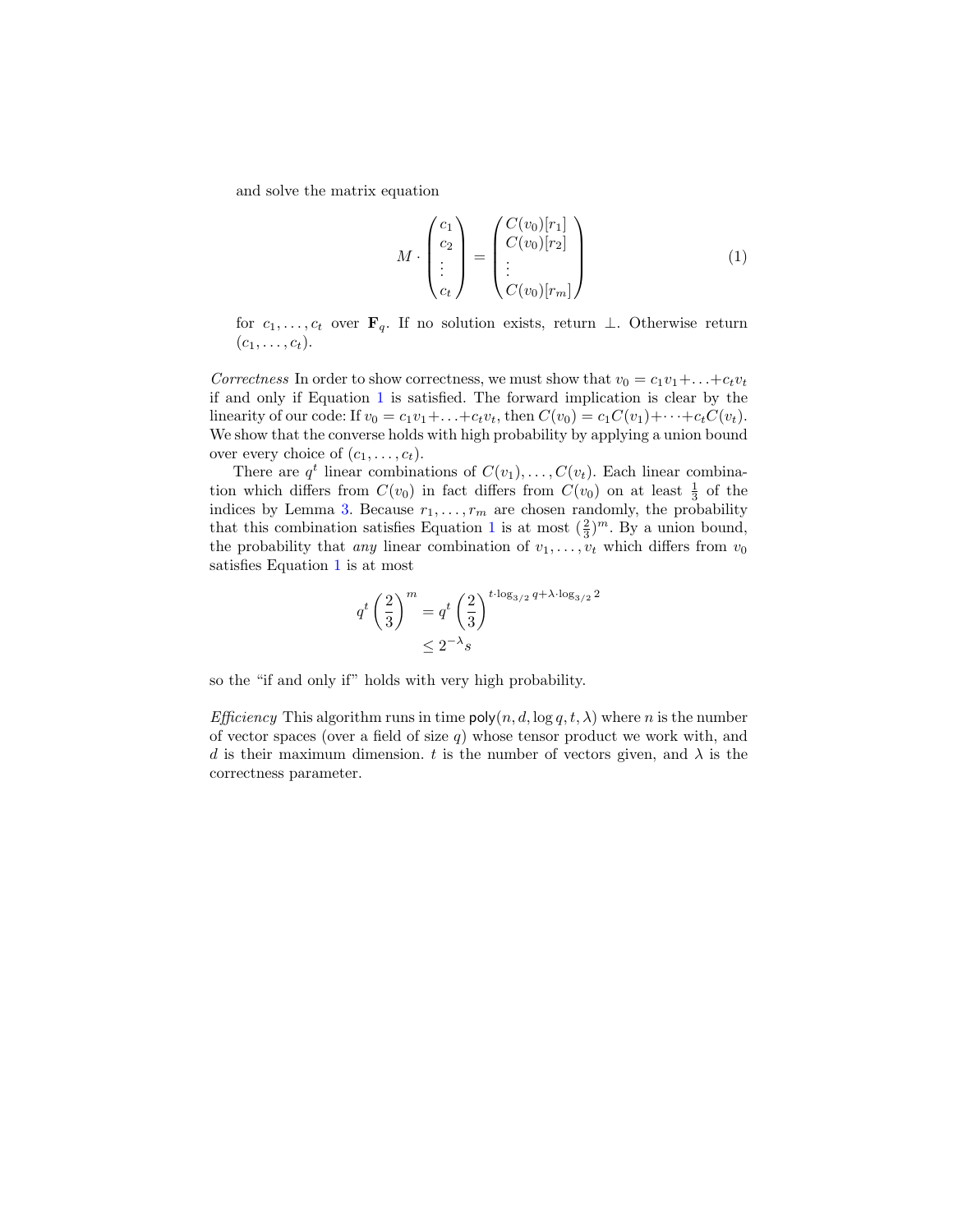and solve the matrix equation

$$M \cdot \begin{pmatrix} c_1 \\ c_2 \\ \vdots \\ c_t \end{pmatrix} = \begin{pmatrix} C(v_0)[r_1] \\ C(v_0)[r_2] \\ \vdots \\ C(v_0)[r_m] \end{pmatrix} \tag{1}$$

for $c_1, \ldots, c_t$ over $\mathbf{F}_q$. If no solution exists, return $\perp$. Otherwise return $(c_1, \ldots, c_t)$.

*Correctness* In order to show correctness, we must show that $v_0 = c_1 v_1 + \ldots + c_t v_t$ if and only if Equation 1 is satisfied. The forward implication is clear by the linearity of our code: If $v_0 = c_1 v_1 + \ldots + c_t v_t$, then $C(v_0) = c_1 C(v_1) + \cdots + c_t C(v_t)$. We show that the converse holds with high probability by applying a union bound over every choice of $(c_1, \ldots, c_t)$.

There are $q^t$ linear combinations of $C(v_1), \ldots, C(v_t)$. Each linear combination which differs from $C(v_0)$ in fact differs from $C(v_0)$ on at least $\frac{1}{3}$ of the indices by Lemma 3. Because $r_1, \ldots, r_m$ are chosen randomly, the probability that this combination satisfies Equation 1 is at most $(\frac{2}{3})^m$. By a union bound, the probability that *any* linear combination of $v_1, \ldots, v_t$ which differs from $v_0$ satisfies Equation 1 is at most

$$\begin{aligned} q^t \left(\frac{2}{3}\right)^m &= q^t \left(\frac{2}{3}\right)^{t \cdot \log_{3/2} q + \lambda \cdot \log_{3/2} 2} \\ &\leq 2^{-\lambda} s \end{aligned}$$

so the "if and only if" holds with very high probability.

*Efficiency* This algorithm runs in time $\mathsf{poly}(n, d, \log q, t, \lambda)$ where $n$ is the number of vector spaces (over a field of size $q$) whose tensor product we work with, and $d$ is their maximum dimension. $t$ is the number of vectors given, and $\lambda$ is the correctness parameter.